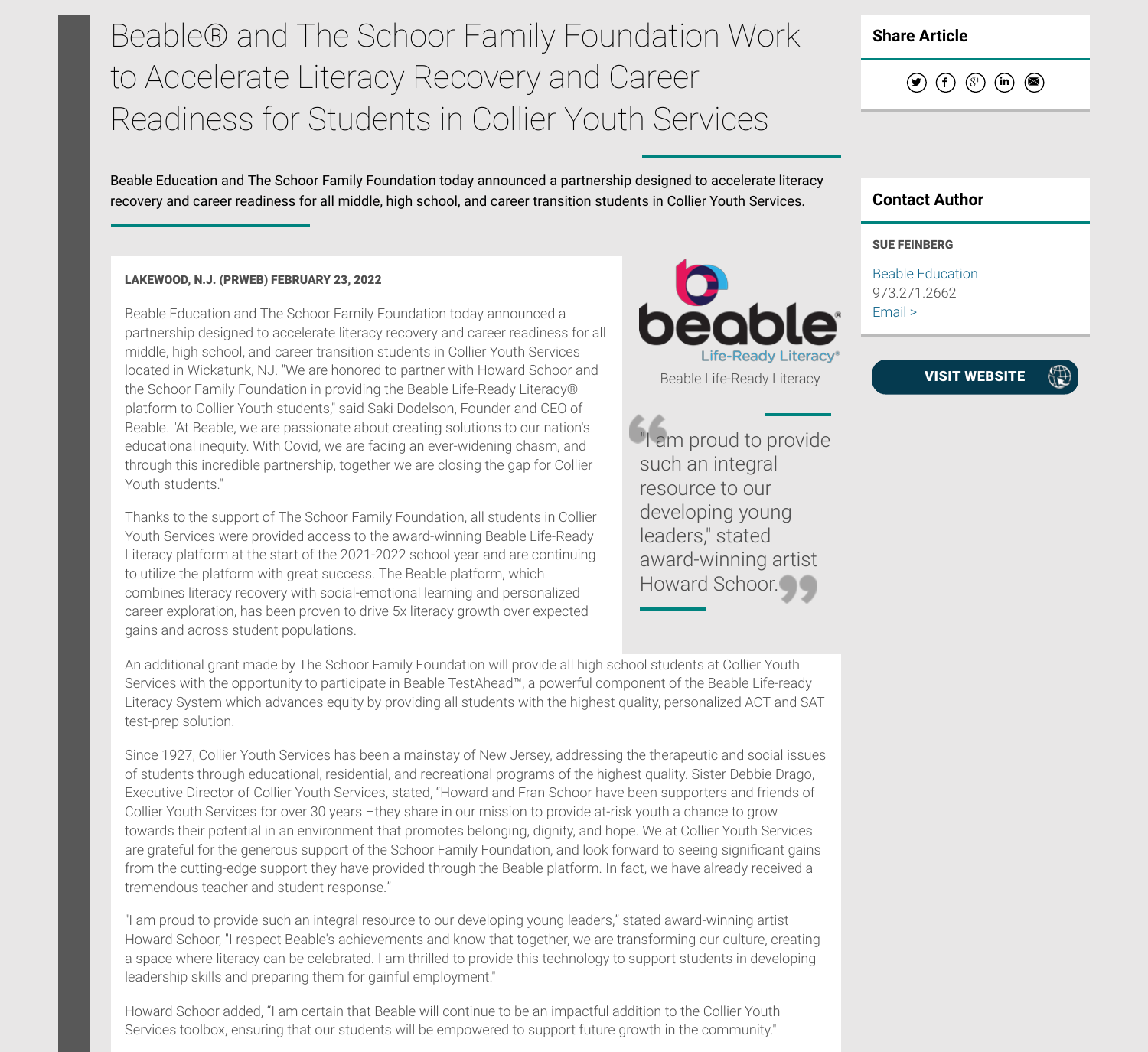# Beable® and The Schoor Family Foundation Work to Accelerate Literacy Recovery and Career Readiness for Students in Collier Youth Services

Beable Education and The Schoor Family Foundation today announced a partnership designed to accelerate literacy recovery and career readiness for all middle, high school, and career transition students in Collier Youth Services.

**Share Article**

**Contact Author**

**SUE FEINBERG**

Beable Education
973.271.2662
Email >

**VISIT WEBSITE**

**LAKEWOOD, N.J. (PRWEB) FEBRUARY 23, 2022**

Beable Education and The Schoor Family Foundation today announced a partnership designed to accelerate literacy recovery and career readiness for all middle, high school, and career transition students in Collier Youth Services located in Wickatunk, NJ. "We are honored to partner with Howard Schoor and the Schoor Family Foundation in providing the Beable Life-Ready Literacy® platform to Collier Youth students," said Saki Dodelson, Founder and CEO of Beable. "At Beable, we are passionate about creating solutions to our nation's educational inequity. With Covid, we are facing an ever-widening chasm, and through this incredible partnership, together we are closing the gap for Collier Youth students."

Beable Life-Ready Literacy

> "I am proud to provide such an integral resource to our developing young leaders," stated award-winning artist Howard Schoor.

Thanks to the support of The Schoor Family Foundation, all students in Collier Youth Services were provided access to the award-winning Beable Life-Ready Literacy platform at the start of the 2021-2022 school year and are continuing to utilize the platform with great success. The Beable platform, which combines literacy recovery with social-emotional learning and personalized career exploration, has been proven to drive 5x literacy growth over expected gains and across student populations.

An additional grant made by The Schoor Family Foundation will provide all high school students at Collier Youth Services with the opportunity to participate in Beable TestAhead™, a powerful component of the Beable Life-ready Literacy System which advances equity by providing all students with the highest quality, personalized ACT and SAT test-prep solution.

Since 1927, Collier Youth Services has been a mainstay of New Jersey, addressing the therapeutic and social issues of students through educational, residential, and recreational programs of the highest quality. Sister Debbie Drago, Executive Director of Collier Youth Services, stated, "Howard and Fran Schoor have been supporters and friends of Collier Youth Services for over 30 years –they share in our mission to provide at-risk youth a chance to grow towards their potential in an environment that promotes belonging, dignity, and hope. We at Collier Youth Services are grateful for the generous support of the Schoor Family Foundation, and look forward to seeing significant gains from the cutting-edge support they have provided through the Beable platform. In fact, we have already received a tremendous teacher and student response."

"I am proud to provide such an integral resource to our developing young leaders," stated award-winning artist Howard Schoor, "I respect Beable's achievements and know that together, we are transforming our culture, creating a space where literacy can be celebrated. I am thrilled to provide this technology to support students in developing leadership skills and preparing them for gainful employment."

Howard Schoor added, "I am certain that Beable will continue to be an impactful addition to the Collier Youth Services toolbox, ensuring that our students will be empowered to support future growth in the community."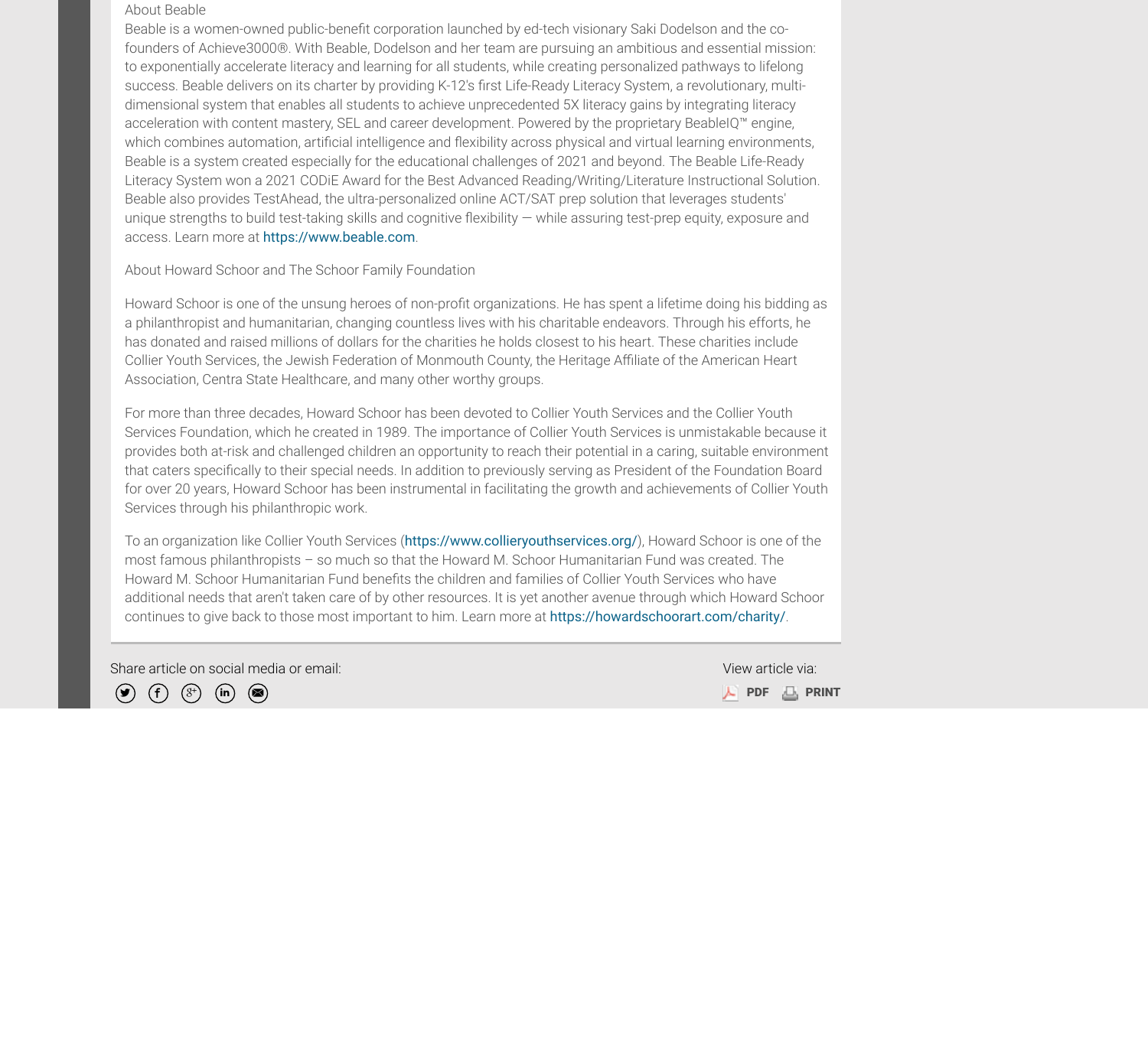About Beable

Beable is a women-owned public-benefit corporation launched by ed-tech visionary Saki Dodelson and the co-founders of Achieve3000®. With Beable, Dodelson and her team are pursuing an ambitious and essential mission: to exponentially accelerate literacy and learning for all students, while creating personalized pathways to lifelong success. Beable delivers on its charter by providing K-12's first Life-Ready Literacy System, a revolutionary, multi-dimensional system that enables all students to achieve unprecedented 5X literacy gains by integrating literacy acceleration with content mastery, SEL and career development. Powered by the proprietary BeableIQ™ engine, which combines automation, artificial intelligence and flexibility across physical and virtual learning environments, Beable is a system created especially for the educational challenges of 2021 and beyond. The Beable Life-Ready Literacy System won a 2021 CODiE Award for the Best Advanced Reading/Writing/Literature Instructional Solution. Beable also provides TestAhead, the ultra-personalized online ACT/SAT prep solution that leverages students' unique strengths to build test-taking skills and cognitive flexibility — while assuring test-prep equity, exposure and access. Learn more at https://www.beable.com.

About Howard Schoor and The Schoor Family Foundation

Howard Schoor is one of the unsung heroes of non-profit organizations. He has spent a lifetime doing his bidding as a philanthropist and humanitarian, changing countless lives with his charitable endeavors. Through his efforts, he has donated and raised millions of dollars for the charities he holds closest to his heart. These charities include Collier Youth Services, the Jewish Federation of Monmouth County, the Heritage Affiliate of the American Heart Association, Centra State Healthcare, and many other worthy groups.

For more than three decades, Howard Schoor has been devoted to Collier Youth Services and the Collier Youth Services Foundation, which he created in 1989. The importance of Collier Youth Services is unmistakable because it provides both at-risk and challenged children an opportunity to reach their potential in a caring, suitable environment that caters specifically to their special needs. In addition to previously serving as President of the Foundation Board for over 20 years, Howard Schoor has been instrumental in facilitating the growth and achievements of Collier Youth Services through his philanthropic work.

To an organization like Collier Youth Services (https://www.collieryouthservices.org/), Howard Schoor is one of the most famous philanthropists – so much so that the Howard M. Schoor Humanitarian Fund was created. The Howard M. Schoor Humanitarian Fund benefits the children and families of Collier Youth Services who have additional needs that aren't taken care of by other resources. It is yet another avenue through which Howard Schoor continues to give back to those most important to him. Learn more at https://howardschoorart.com/charity/.

Share article on social media or email:

View article via: PDF PRINT